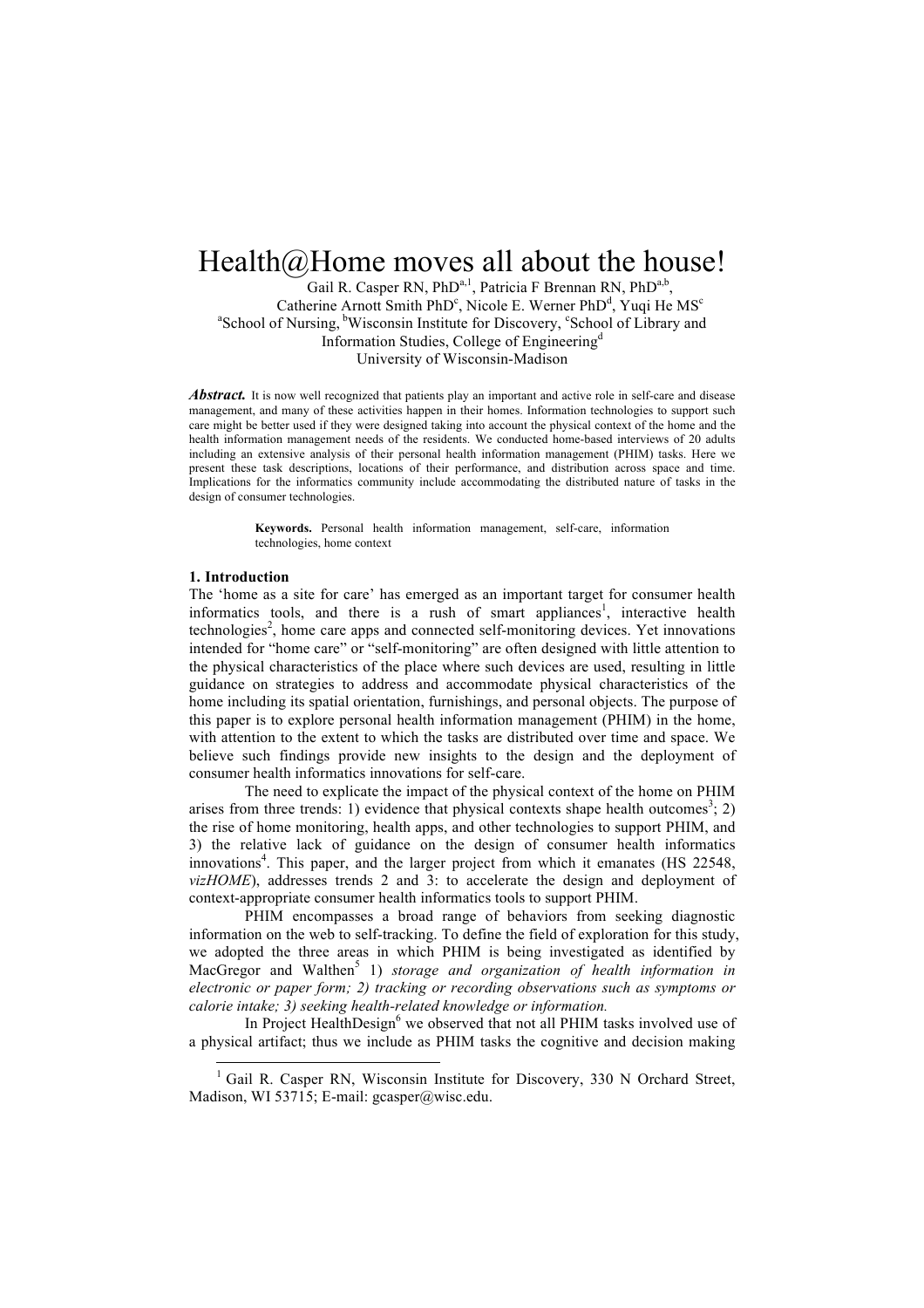# Health@Home moves all about the house!

Gail R. Casper RN, PhD[a,1], Patricia F Brennan RN, PhD[a,b], Catherine Arnott Smith PhD[c], Nicole E. Werner PhD[d], Yuqi He MS[c]

[a]School of Nursing, [b]Wisconsin Institute for Discovery, [c]School of Library and Information Studies, College of Engineering[d]
University of Wisconsin-Madison

***Abstract.*** It is now well recognized that patients play an important and active role in self-care and disease management, and many of these activities happen in their homes. Information technologies to support such care might be better used if they were designed taking into account the physical context of the home and the health information management needs of the residents. We conducted home-based interviews of 20 adults including an extensive analysis of their personal health information management (PHIM) tasks. Here we present these task descriptions, locations of their performance, and distribution across space and time. Implications for the informatics community include accommodating the distributed nature of tasks in the design of consumer technologies.

**Keywords.** Personal health information management, self-care, information technologies, home context

## 1. Introduction

The 'home as a site for care' has emerged as an important target for consumer health informatics tools, and there is a rush of smart appliances[1], interactive health technologies[2], home care apps and connected self-monitoring devices. Yet innovations intended for "home care" or "self-monitoring" are often designed with little attention to the physical characteristics of the place where such devices are used, resulting in little guidance on strategies to address and accommodate physical characteristics of the home including its spatial orientation, furnishings, and personal objects. The purpose of this paper is to explore personal health information management (PHIM) in the home, with attention to the extent to which the tasks are distributed over time and space. We believe such findings provide new insights to the design and the deployment of consumer health informatics innovations for self-care.

The need to explicate the impact of the physical context of the home on PHIM arises from three trends: 1) evidence that physical contexts shape health outcomes[3]; 2) the rise of home monitoring, health apps, and other technologies to support PHIM, and 3) the relative lack of guidance on the design of consumer health informatics innovations[4]. This paper, and the larger project from which it emanates (HS 22548, *vizHOME*), addresses trends 2 and 3: to accelerate the design and deployment of context-appropriate consumer health informatics tools to support PHIM.

PHIM encompasses a broad range of behaviors from seeking diagnostic information on the web to self-tracking. To define the field of exploration for this study, we adopted the three areas in which PHIM is being investigated as identified by MacGregor and Walthen[5] 1) *storage and organization of health information in electronic or paper form; 2) tracking or recording observations such as symptoms or calorie intake; 3) seeking health-related knowledge or information.*

In Project HealthDesign[6] we observed that not all PHIM tasks involved use of a physical artifact; thus we include as PHIM tasks the cognitive and decision making

[1] Gail R. Casper RN, Wisconsin Institute for Discovery, 330 N Orchard Street, Madison, WI 53715; E-mail: gcasper@wisc.edu.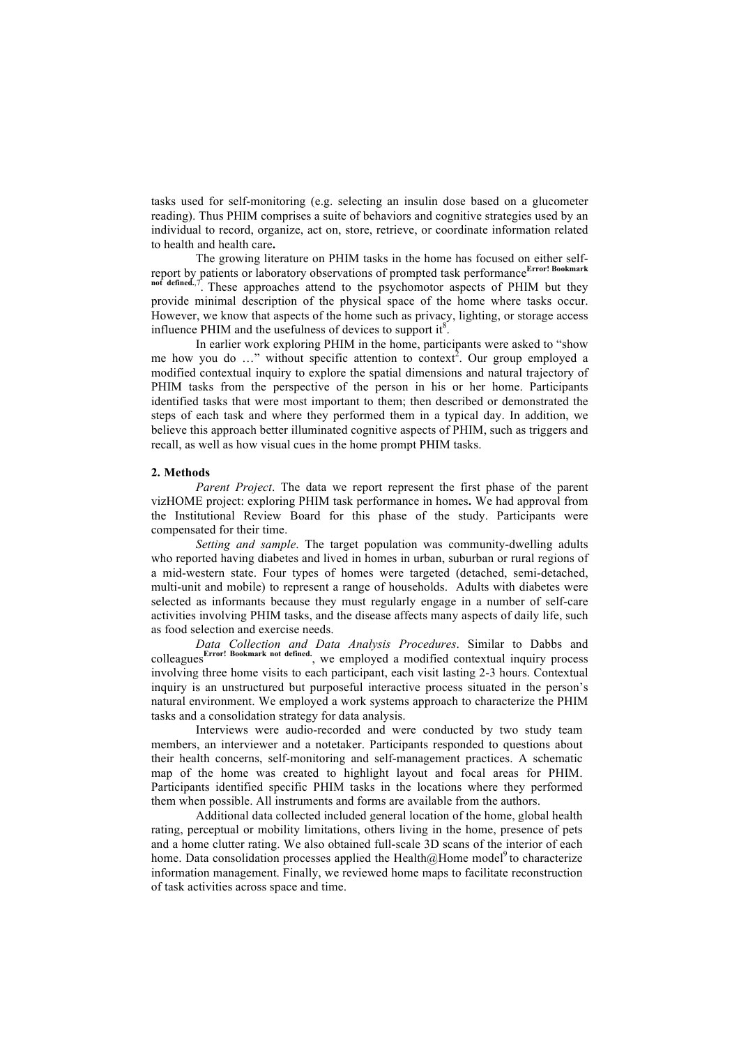tasks used for self-monitoring (e.g. selecting an insulin dose based on a glucometer reading). Thus PHIM comprises a suite of behaviors and cognitive strategies used by an individual to record, organize, act on, store, retrieve, or coordinate information related to health and health care**.**

The growing literature on PHIM tasks in the home has focused on either self-report by patients or laboratory observations of prompted task performance[Error! Bookmark not defined.,7]. These approaches attend to the psychomotor aspects of PHIM but they provide minimal description of the physical space of the home where tasks occur. However, we know that aspects of the home such as privacy, lighting, or storage access influence PHIM and the usefulness of devices to support it[8].

In earlier work exploring PHIM in the home, participants were asked to "show me how you do …" without specific attention to context[2]. Our group employed a modified contextual inquiry to explore the spatial dimensions and natural trajectory of PHIM tasks from the perspective of the person in his or her home. Participants identified tasks that were most important to them; then described or demonstrated the steps of each task and where they performed them in a typical day. In addition, we believe this approach better illuminated cognitive aspects of PHIM, such as triggers and recall, as well as how visual cues in the home prompt PHIM tasks.

## 2. Methods

*Parent Project*. The data we report represent the first phase of the parent vizHOME project: exploring PHIM task performance in homes**.** We had approval from the Institutional Review Board for this phase of the study. Participants were compensated for their time.

*Setting and sample*. The target population was community-dwelling adults who reported having diabetes and lived in homes in urban, suburban or rural regions of a mid-western state. Four types of homes were targeted (detached, semi-detached, multi-unit and mobile) to represent a range of households. Adults with diabetes were selected as informants because they must regularly engage in a number of self-care activities involving PHIM tasks, and the disease affects many aspects of daily life, such as food selection and exercise needs.

*Data Collection and Data Analysis Procedures*. Similar to Dabbs and colleagues[Error! Bookmark not defined.], we employed a modified contextual inquiry process involving three home visits to each participant, each visit lasting 2-3 hours. Contextual inquiry is an unstructured but purposeful interactive process situated in the person's natural environment. We employed a work systems approach to characterize the PHIM tasks and a consolidation strategy for data analysis.

Interviews were audio-recorded and were conducted by two study team members, an interviewer and a notetaker. Participants responded to questions about their health concerns, self-monitoring and self-management practices. A schematic map of the home was created to highlight layout and focal areas for PHIM. Participants identified specific PHIM tasks in the locations where they performed them when possible. All instruments and forms are available from the authors.

Additional data collected included general location of the home, global health rating, perceptual or mobility limitations, others living in the home, presence of pets and a home clutter rating. We also obtained full-scale 3D scans of the interior of each home. Data consolidation processes applied the Health@Home model[9] to characterize information management. Finally, we reviewed home maps to facilitate reconstruction of task activities across space and time.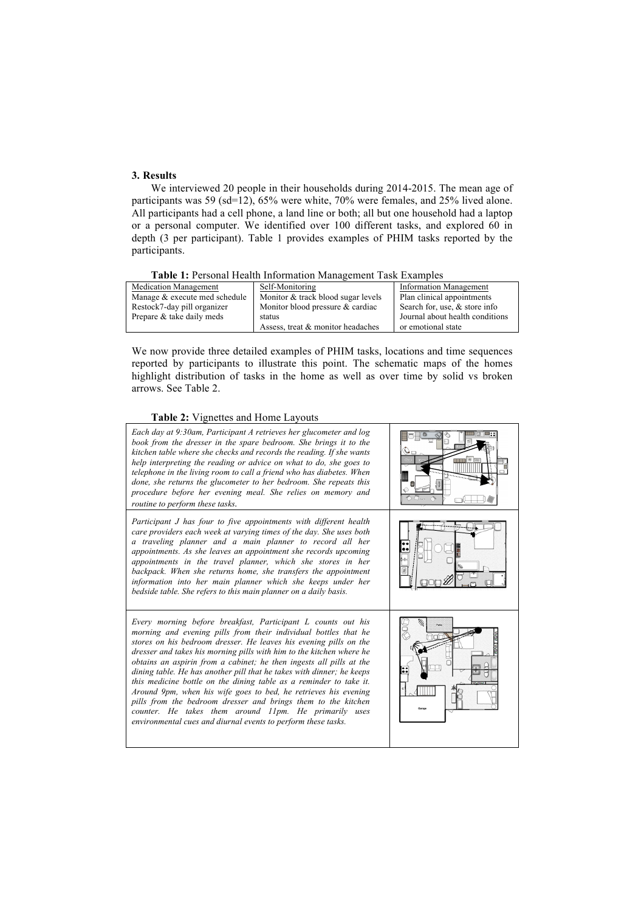## 3. Results

We interviewed 20 people in their households during 2014-2015. The mean age of participants was 59 (sd=12), 65% were white, 70% were females, and 25% lived alone. All participants had a cell phone, a land line or both; all but one household had a laptop or a personal computer. We identified over 100 different tasks, and explored 60 in depth (3 per participant). Table 1 provides examples of PHIM tasks reported by the participants.

**Table 1:** Personal Health Information Management Task Examples

| Medication Management | Self-Monitoring | Information Management |
|---|---|---|
| Manage & execute med schedule | Monitor & track blood sugar levels | Plan clinical appointments |
| Restock7-day pill organizer | Monitor blood pressure & cardiac status | Search for, use, & store info |
| Prepare & take daily meds | Assess, treat & monitor headaches | Journal about health conditions or emotional state |

We now provide three detailed examples of PHIM tasks, locations and time sequences reported by participants to illustrate this point. The schematic maps of the homes highlight distribution of tasks in the home as well as over time by solid vs broken arrows. See Table 2.

**Table 2:** Vignettes and Home Layouts

| Vignette | Home Layout |
|---|---|
| *Each day at 9:30am, Participant A retrieves her glucometer and log book from the dresser in the spare bedroom. She brings it to the kitchen table where she checks and records the reading. If she wants help interpreting the reading or advice on what to do, she goes to telephone in the living room to call a friend who has diabetes. When done, she returns the glucometer to her bedroom. She repeats this procedure before her evening meal. She relies on memory and routine to perform these tasks.* | |
| *Participant J has four to five appointments with different health care providers each week at varying times of the day. She uses both a traveling planner and a main planner to record all her appointments. As she leaves an appointment she records upcoming appointments in the travel planner, which she stores in her backpack. When she returns home, she transfers the appointment information into her main planner which she keeps under her bedside table. She refers to this main planner on a daily basis.* | |
| *Every morning before breakfast, Participant L counts out his morning and evening pills from their individual bottles that he stores on his bedroom dresser. He leaves his evening pills on the dresser and takes his morning pills with him to the kitchen where he obtains an aspirin from a cabinet; he then ingests all pills at the dining table. He has another pill that he takes with dinner; he keeps this medicine bottle on the dining table as a reminder to take it. Around 9pm, when his wife goes to bed, he retrieves his evening pills from the bedroom dresser and brings them to the kitchen counter. He takes them around 11pm. He primarily uses environmental cues and diurnal events to perform these tasks.* | |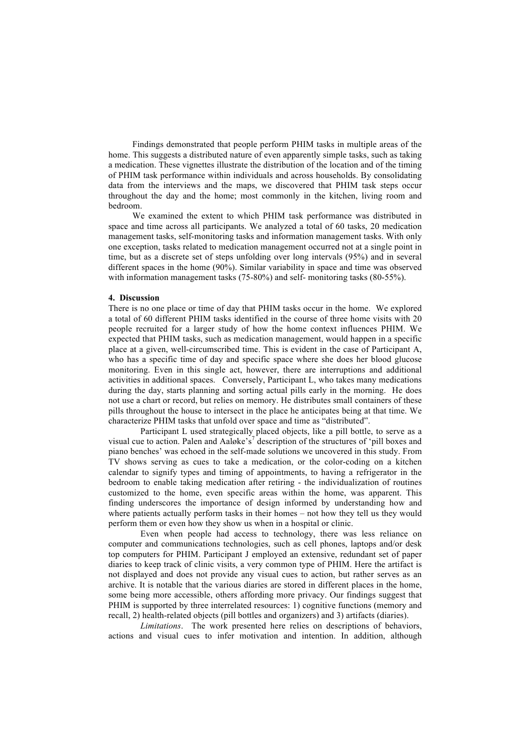Findings demonstrated that people perform PHIM tasks in multiple areas of the home. This suggests a distributed nature of even apparently simple tasks, such as taking a medication. These vignettes illustrate the distribution of the location and of the timing of PHIM task performance within individuals and across households. By consolidating data from the interviews and the maps, we discovered that PHIM task steps occur throughout the day and the home; most commonly in the kitchen, living room and bedroom.

We examined the extent to which PHIM task performance was distributed in space and time across all participants. We analyzed a total of 60 tasks, 20 medication management tasks, self-monitoring tasks and information management tasks. With only one exception, tasks related to medication management occurred not at a single point in time, but as a discrete set of steps unfolding over long intervals (95%) and in several different spaces in the home (90%). Similar variability in space and time was observed with information management tasks (75-80%) and self- monitoring tasks (80-55%).

## 4. Discussion

There is no one place or time of day that PHIM tasks occur in the home. We explored a total of 60 different PHIM tasks identified in the course of three home visits with 20 people recruited for a larger study of how the home context influences PHIM. We expected that PHIM tasks, such as medication management, would happen in a specific place at a given, well-circumscribed time. This is evident in the case of Participant A, who has a specific time of day and specific space where she does her blood glucose monitoring. Even in this single act, however, there are interruptions and additional activities in additional spaces. Conversely, Participant L, who takes many medications during the day, starts planning and sorting actual pills early in the morning. He does not use a chart or record, but relies on memory. He distributes small containers of these pills throughout the house to intersect in the place he anticipates being at that time. We characterize PHIM tasks that unfold over space and time as "distributed".

Participant L used strategically placed objects, like a pill bottle, to serve as a visual cue to action. Palen and Aaløke's[7] description of the structures of 'pill boxes and piano benches' was echoed in the self-made solutions we uncovered in this study. From TV shows serving as cues to take a medication, or the color-coding on a kitchen calendar to signify types and timing of appointments, to having a refrigerator in the bedroom to enable taking medication after retiring - the individualization of routines customized to the home, even specific areas within the home, was apparent. This finding underscores the importance of design informed by understanding how and where patients actually perform tasks in their homes – not how they tell us they would perform them or even how they show us when in a hospital or clinic.

Even when people had access to technology, there was less reliance on computer and communications technologies, such as cell phones, laptops and/or desk top computers for PHIM. Participant J employed an extensive, redundant set of paper diaries to keep track of clinic visits, a very common type of PHIM. Here the artifact is not displayed and does not provide any visual cues to action, but rather serves as an archive. It is notable that the various diaries are stored in different places in the home, some being more accessible, others affording more privacy. Our findings suggest that PHIM is supported by three interrelated resources: 1) cognitive functions (memory and recall, 2) health-related objects (pill bottles and organizers) and 3) artifacts (diaries).

*Limitations*. The work presented here relies on descriptions of behaviors, actions and visual cues to infer motivation and intention. In addition, although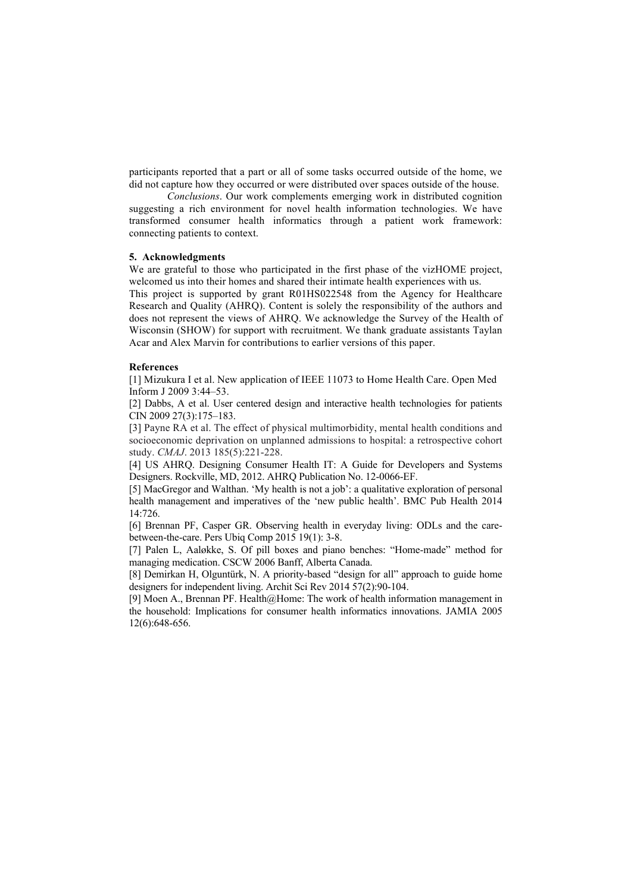participants reported that a part or all of some tasks occurred outside of the home, we did not capture how they occurred or were distributed over spaces outside of the house.

*Conclusions*. Our work complements emerging work in distributed cognition suggesting a rich environment for novel health information technologies. We have transformed consumer health informatics through a patient work framework: connecting patients to context.

## 5. Acknowledgments

We are grateful to those who participated in the first phase of the vizHOME project, welcomed us into their homes and shared their intimate health experiences with us.

This project is supported by grant R01HS022548 from the Agency for Healthcare Research and Quality (AHRQ). Content is solely the responsibility of the authors and does not represent the views of AHRQ. We acknowledge the Survey of the Health of Wisconsin (SHOW) for support with recruitment. We thank graduate assistants Taylan Acar and Alex Marvin for contributions to earlier versions of this paper.

## References

[1] Mizukura I et al. New application of IEEE 11073 to Home Health Care. Open Med Inform J 2009 3:44–53.

[2] Dabbs, A et al. User centered design and interactive health technologies for patients CIN 2009 27(3):175–183.

[3] Payne RA et al. The effect of physical multimorbidity, mental health conditions and socioeconomic deprivation on unplanned admissions to hospital: a retrospective cohort study. *CMAJ*. 2013 185(5):221-228.

[4] US AHRQ. Designing Consumer Health IT: A Guide for Developers and Systems Designers. Rockville, MD, 2012. AHRQ Publication No. 12-0066-EF.

[5] MacGregor and Walthan. 'My health is not a job': a qualitative exploration of personal health management and imperatives of the 'new public health'. BMC Pub Health 2014 14:726.

[6] Brennan PF, Casper GR. Observing health in everyday living: ODLs and the care-between-the-care. Pers Ubiq Comp 2015 19(1): 3-8.

[7] Palen L, Aaløkke, S. Of pill boxes and piano benches: "Home-made" method for managing medication. CSCW 2006 Banff, Alberta Canada.

[8] Demirkan H, Olguntürk, N. A priority-based "design for all" approach to guide home designers for independent living. Archit Sci Rev 2014 57(2):90-104.

[9] Moen A., Brennan PF. Health@Home: The work of health information management in the household: Implications for consumer health informatics innovations. JAMIA 2005 12(6):648-656.